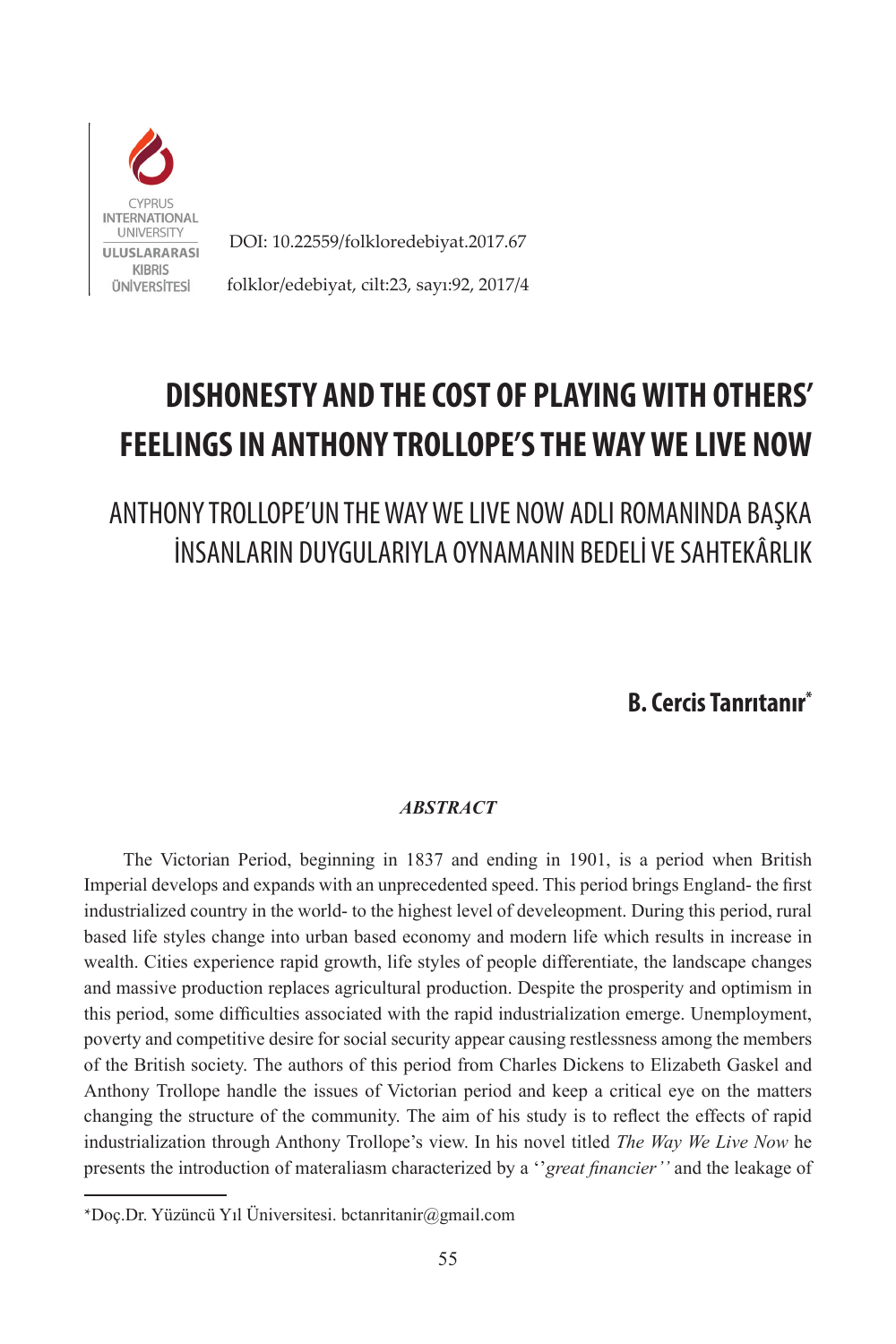CYPRUS INTERNATIONAL UNIVERSITY
ULUSLARARASI KIBRIS ÜNİVERSİTESİ

DOI: 10.22559/folkloredebiyat.2017.67

folklor/edebiyat, cilt:23, sayı:92, 2017/4

# DISHONESTY AND THE COST OF PLAYING WITH OTHERS' FEELINGS IN ANTHONY TROLLOPE'S THE WAY WE LIVE NOW

## ANTHONY TROLLOPE'UN THE WAY WE LIVE NOW ADLI ROMANINDA BAŞKA İNSANLARIN DUYGULARIYLA OYNAMANIN BEDELİ VE SAHTEKÂRLIK

**B. Cercis Tanrıtanır***

### *ABSTRACT*

The Victorian Period, beginning in 1837 and ending in 1901, is a period when British Imperial develops and expands with an unprecedented speed. This period brings England- the first industrialized country in the world- to the highest level of develeopment. During this period, rural based life styles change into urban based economy and modern life which results in increase in wealth. Cities experience rapid growth, life styles of people differentiate, the landscape changes and massive production replaces agricultural production. Despite the prosperity and optimism in this period, some difficulties associated with the rapid industrialization emerge. Unemployment, poverty and competitive desire for social security appear causing restlessness among the members of the British society. The authors of this period from Charles Dickens to Elizabeth Gaskel and Anthony Trollope handle the issues of Victorian period and keep a critical eye on the matters changing the structure of the community. The aim of his study is to reflect the effects of rapid industrialization through Anthony Trollope's view. In his novel titled *The Way We Live Now* he presents the introduction of materaliasm characterized by a ''*great financier''* and the leakage of

*Doç.Dr. Yüzüncü Yıl Üniversitesi. bctanritanir@gmail.com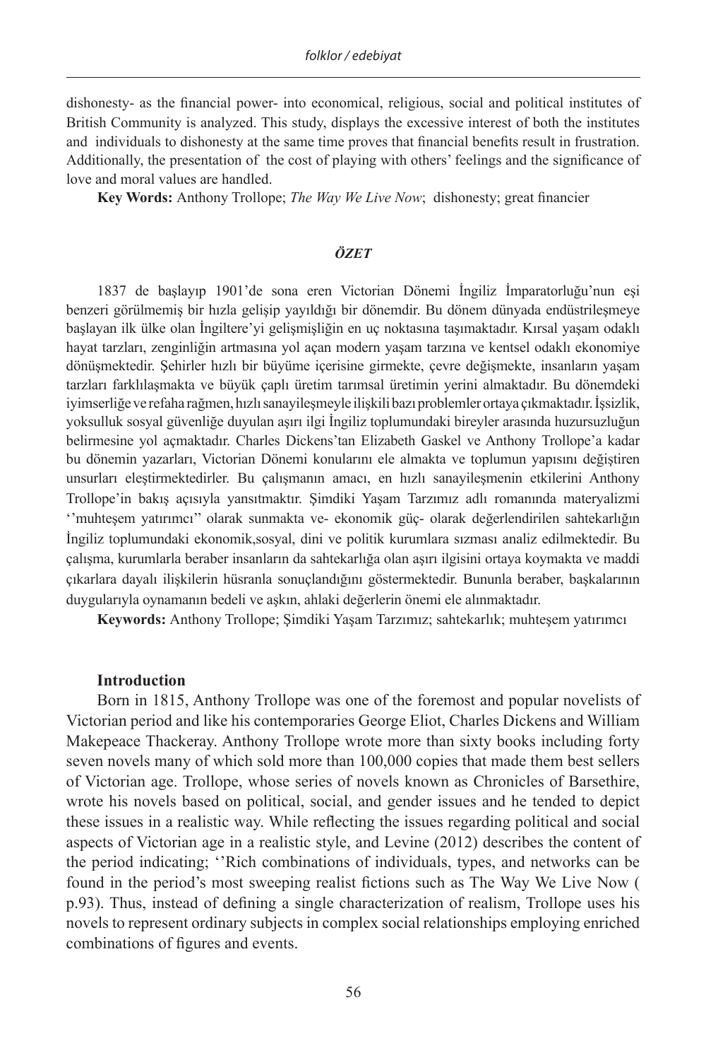dishonesty- as the financial power- into economical, religious, social and political institutes of British Community is analyzed. This study, displays the excessive interest of both the institutes and individuals to dishonesty at the same time proves that financial benefits result in frustration. Additionally, the presentation of the cost of playing with others' feelings and the significance of love and moral values are handled.

**Key Words:** Anthony Trollope; *The Way We Live Now*; dishonesty; great financier

### *ÖZET*

1837 de başlayıp 1901'de sona eren Victorian Dönemi İngiliz İmparatorluğu'nun eşi benzeri görülmemiş bir hızla gelişip yayıldığı bir dönemdir. Bu dönem dünyada endüstrileşmeye başlayan ilk ülke olan İngiltere'yi gelişmişliğin en uç noktasına taşımaktadır. Kırsal yaşam odaklı hayat tarzları, zenginliğin artmasına yol açan modern yaşam tarzına ve kentsel odaklı ekonomiye dönüşmektedir. Şehirler hızlı bir büyüme içerisine girmekte, çevre değişmekte, insanların yaşam tarzları farklılaşmakta ve büyük çaplı üretim tarımsal üretimin yerini almaktadır. Bu dönemdeki iyimserliğe ve refaha rağmen, hızlı sanayileşmeyle ilişkili bazı problemler ortaya çıkmaktadır. İşsizlik, yoksulluk sosyal güvenliğe duyulan aşırı ilgi İngiliz toplumundaki bireyler arasında huzursuzluğun belirmesine yol açmaktadır. Charles Dickens'tan Elizabeth Gaskel ve Anthony Trollope'a kadar bu dönemin yazarları, Victorian Dönemi konularını ele almakta ve toplumun yapısını değiştiren unsurları eleştirmektedirler. Bu çalışmanın amacı, en hızlı sanayileşmenin etkilerini Anthony Trollope'in bakış açısıyla yansıtmaktır. Şimdiki Yaşam Tarzımız adlı romanında materyalizmi ''muhteşem yatırımcı'' olarak sunmakta ve- ekonomik güç- olarak değerlendirilen sahtekarlığın İngiliz toplumundaki ekonomik,sosyal, dini ve politik kurumlara sızması analiz edilmektedir. Bu çalışma, kurumlarla beraber insanların da sahtekarlığa olan aşırı ilgisini ortaya koymakta ve maddi çıkarlara dayalı ilişkilerin hüsranla sonuçlandığını göstermektedir. Bununla beraber, başkalarının duygularıyla oynamanın bedeli ve aşkın, ahlaki değerlerin önemi ele alınmaktadır.

**Keywords:** Anthony Trollope; Şimdiki Yaşam Tarzımız; sahtekarlık; muhteşem yatırımcı

## Introduction

Born in 1815, Anthony Trollope was one of the foremost and popular novelists of Victorian period and like his contemporaries George Eliot, Charles Dickens and William Makepeace Thackeray. Anthony Trollope wrote more than sixty books including forty seven novels many of which sold more than 100,000 copies that made them best sellers of Victorian age. Trollope, whose series of novels known as Chronicles of Barsethire, wrote his novels based on political, social, and gender issues and he tended to depict these issues in a realistic way. While reflecting the issues regarding political and social aspects of Victorian age in a realistic style, and Levine (2012) describes the content of the period indicating; ''Rich combinations of individuals, types, and networks can be found in the period's most sweeping realist fictions such as The Way We Live Now ( p.93). Thus, instead of defining a single characterization of realism, Trollope uses his novels to represent ordinary subjects in complex social relationships employing enriched combinations of figures and events.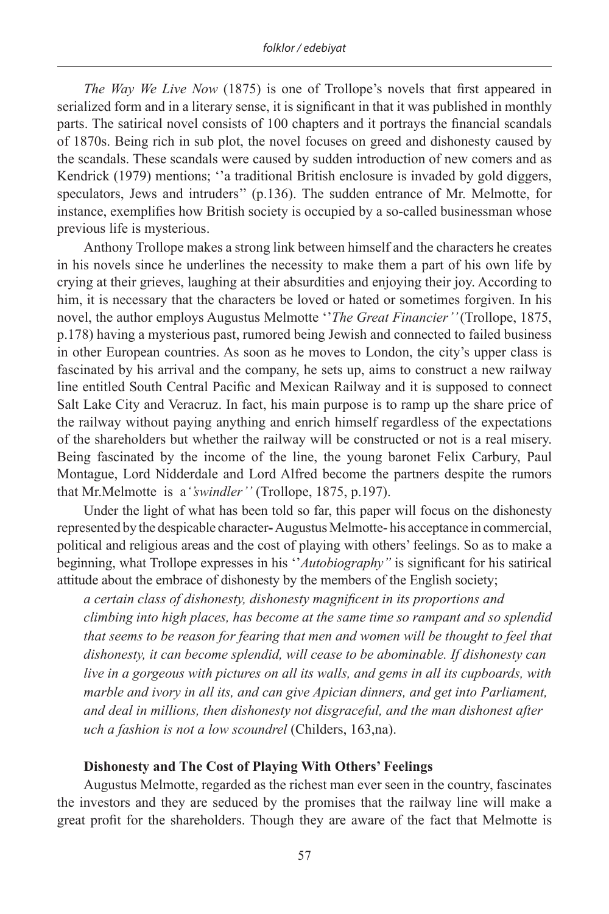*The Way We Live Now* (1875) is one of Trollope's novels that first appeared in serialized form and in a literary sense, it is significant in that it was published in monthly parts. The satirical novel consists of 100 chapters and it portrays the financial scandals of 1870s. Being rich in sub plot, the novel focuses on greed and dishonesty caused by the scandals. These scandals were caused by sudden introduction of new comers and as Kendrick (1979) mentions; ''a traditional British enclosure is invaded by gold diggers, speculators, Jews and intruders'' (p.136). The sudden entrance of Mr. Melmotte, for instance, exemplifies how British society is occupied by a so-called businessman whose previous life is mysterious.

Anthony Trollope makes a strong link between himself and the characters he creates in his novels since he underlines the necessity to make them a part of his own life by crying at their grieves, laughing at their absurdities and enjoying their joy. According to him, it is necessary that the characters be loved or hated or sometimes forgiven. In his novel, the author employs Augustus Melmotte ''*The Great Financier''* (Trollope, 1875, p.178) having a mysterious past, rumored being Jewish and connected to failed business in other European countries. As soon as he moves to London, the city's upper class is fascinated by his arrival and the company, he sets up, aims to construct a new railway line entitled South Central Pacific and Mexican Railway and it is supposed to connect Salt Lake City and Veracruz. In fact, his main purpose is to ramp up the share price of the railway without paying anything and enrich himself regardless of the expectations of the shareholders but whether the railway will be constructed or not is a real misery. Being fascinated by the income of the line, the young baronet Felix Carbury, Paul Montague, Lord Nidderdale and Lord Alfred become the partners despite the rumors that Mr.Melmotte is a *'swindler''* (Trollope, 1875, p.197).

Under the light of what has been told so far, this paper will focus on the dishonesty represented by the despicable character**-** Augustus Melmotte- his acceptance in commercial, political and religious areas and the cost of playing with others' feelings. So as to make a beginning, what Trollope expresses in his ''*Autobiography"* is significant for his satirical attitude about the embrace of dishonesty by the members of the English society;

> *a certain class of dishonesty, dishonesty magnificent in its proportions and climbing into high places, has become at the same time so rampant and so splendid that seems to be reason for fearing that men and women will be thought to feel that dishonesty, it can become splendid, will cease to be abominable. If dishonesty can live in a gorgeous with pictures on all its walls, and gems in all its cupboards, with marble and ivory in all its, and can give Apician dinners, and get into Parliament, and deal in millions, then dishonesty not disgraceful, and the man dishonest after uch a fashion is not a low scoundrel* (Childers, 163,na).

### Dishonesty and The Cost of Playing With Others' Feelings

Augustus Melmotte, regarded as the richest man ever seen in the country, fascinates the investors and they are seduced by the promises that the railway line will make a great profit for the shareholders. Though they are aware of the fact that Melmotte is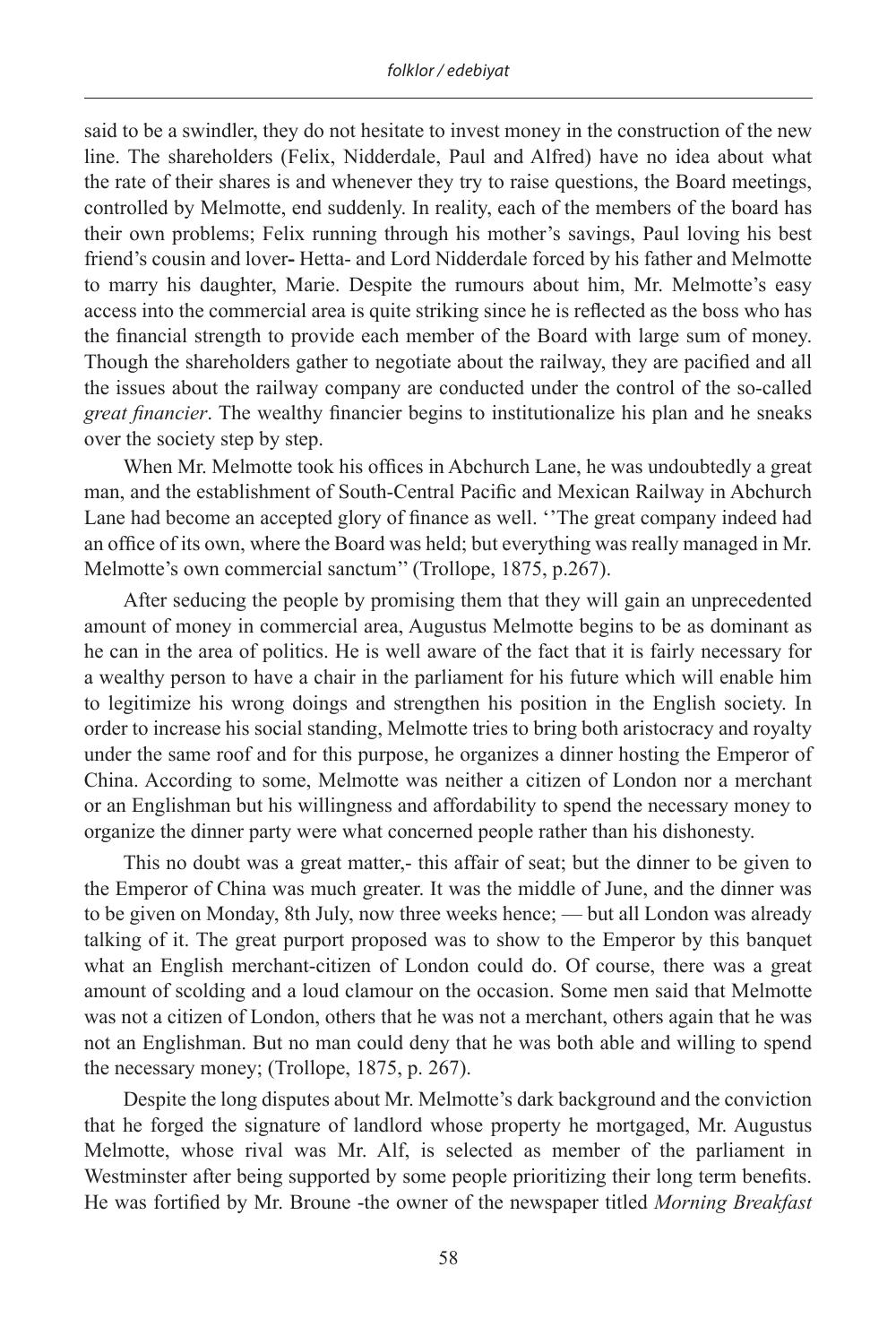said to be a swindler, they do not hesitate to invest money in the construction of the new line. The shareholders (Felix, Nidderdale, Paul and Alfred) have no idea about what the rate of their shares is and whenever they try to raise questions, the Board meetings, controlled by Melmotte, end suddenly. In reality, each of the members of the board has their own problems; Felix running through his mother's savings, Paul loving his best friend's cousin and lover**-** Hetta- and Lord Nidderdale forced by his father and Melmotte to marry his daughter, Marie. Despite the rumours about him, Mr. Melmotte's easy access into the commercial area is quite striking since he is reflected as the boss who has the financial strength to provide each member of the Board with large sum of money. Though the shareholders gather to negotiate about the railway, they are pacified and all the issues about the railway company are conducted under the control of the so-called *great financier*. The wealthy financier begins to institutionalize his plan and he sneaks over the society step by step.

When Mr. Melmotte took his offices in Abchurch Lane, he was undoubtedly a great man, and the establishment of South-Central Pacific and Mexican Railway in Abchurch Lane had become an accepted glory of finance as well. ''The great company indeed had an office of its own, where the Board was held; but everything was really managed in Mr. Melmotte's own commercial sanctum'' (Trollope, 1875, p.267).

After seducing the people by promising them that they will gain an unprecedented amount of money in commercial area, Augustus Melmotte begins to be as dominant as he can in the area of politics. He is well aware of the fact that it is fairly necessary for a wealthy person to have a chair in the parliament for his future which will enable him to legitimize his wrong doings and strengthen his position in the English society. In order to increase his social standing, Melmotte tries to bring both aristocracy and royalty under the same roof and for this purpose, he organizes a dinner hosting the Emperor of China. According to some, Melmotte was neither a citizen of London nor a merchant or an Englishman but his willingness and affordability to spend the necessary money to organize the dinner party were what concerned people rather than his dishonesty.

This no doubt was a great matter,- this affair of seat; but the dinner to be given to the Emperor of China was much greater. It was the middle of June, and the dinner was to be given on Monday, 8th July, now three weeks hence; — but all London was already talking of it. The great purport proposed was to show to the Emperor by this banquet what an English merchant-citizen of London could do. Of course, there was a great amount of scolding and a loud clamour on the occasion. Some men said that Melmotte was not a citizen of London, others that he was not a merchant, others again that he was not an Englishman. But no man could deny that he was both able and willing to spend the necessary money; (Trollope, 1875, p. 267).

Despite the long disputes about Mr. Melmotte's dark background and the conviction that he forged the signature of landlord whose property he mortgaged, Mr. Augustus Melmotte, whose rival was Mr. Alf, is selected as member of the parliament in Westminster after being supported by some people prioritizing their long term benefits. He was fortified by Mr. Broune -the owner of the newspaper titled *Morning Breakfast*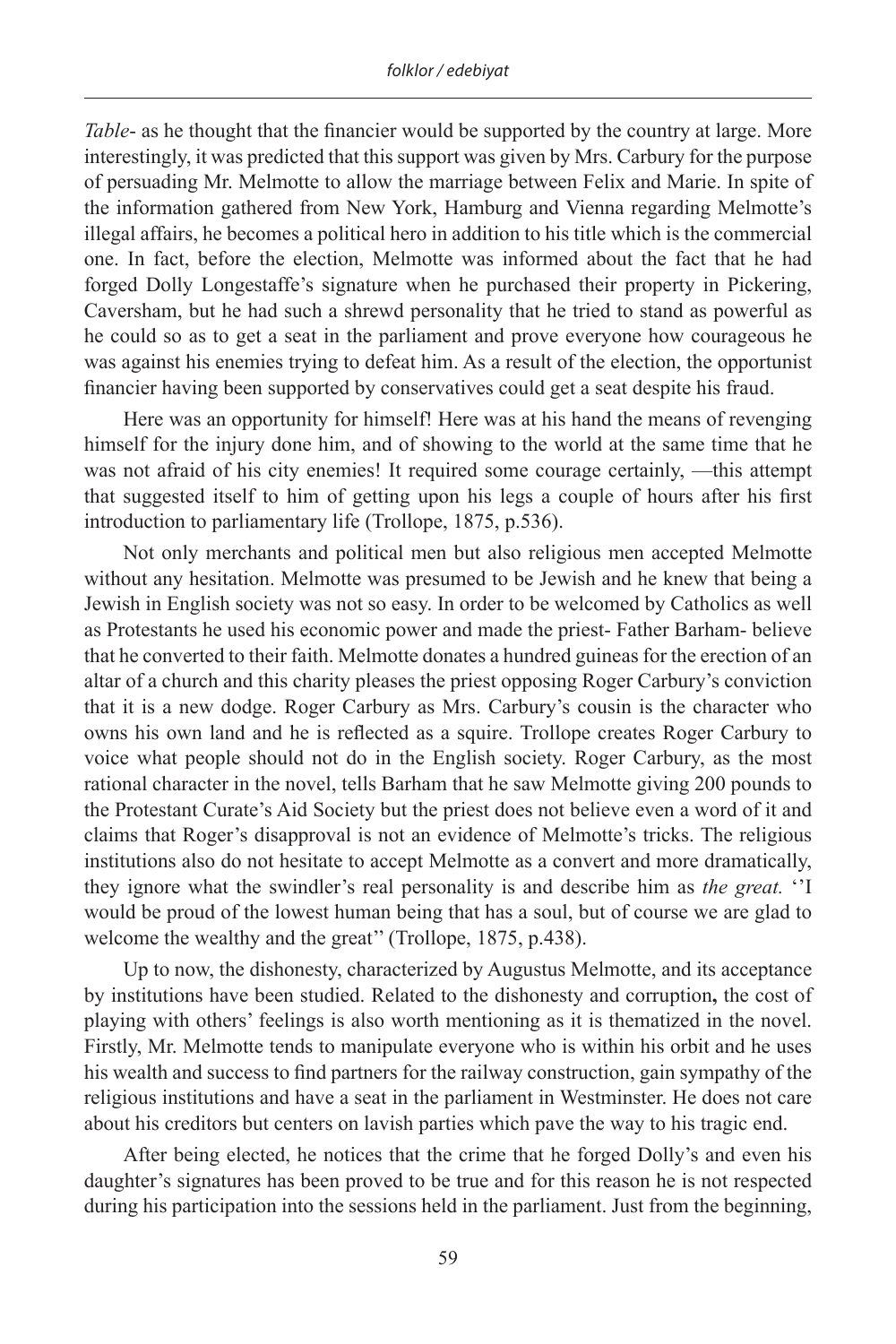*Table*- as he thought that the financier would be supported by the country at large. More interestingly, it was predicted that this support was given by Mrs. Carbury for the purpose of persuading Mr. Melmotte to allow the marriage between Felix and Marie. In spite of the information gathered from New York, Hamburg and Vienna regarding Melmotte's illegal affairs, he becomes a political hero in addition to his title which is the commercial one. In fact, before the election, Melmotte was informed about the fact that he had forged Dolly Longestaffe's signature when he purchased their property in Pickering, Caversham, but he had such a shrewd personality that he tried to stand as powerful as he could so as to get a seat in the parliament and prove everyone how courageous he was against his enemies trying to defeat him. As a result of the election, the opportunist financier having been supported by conservatives could get a seat despite his fraud.

Here was an opportunity for himself! Here was at his hand the means of revenging himself for the injury done him, and of showing to the world at the same time that he was not afraid of his city enemies! It required some courage certainly, —this attempt that suggested itself to him of getting upon his legs a couple of hours after his first introduction to parliamentary life (Trollope, 1875, p.536).

Not only merchants and political men but also religious men accepted Melmotte without any hesitation. Melmotte was presumed to be Jewish and he knew that being a Jewish in English society was not so easy. In order to be welcomed by Catholics as well as Protestants he used his economic power and made the priest- Father Barham- believe that he converted to their faith. Melmotte donates a hundred guineas for the erection of an altar of a church and this charity pleases the priest opposing Roger Carbury's conviction that it is a new dodge. Roger Carbury as Mrs. Carbury's cousin is the character who owns his own land and he is reflected as a squire. Trollope creates Roger Carbury to voice what people should not do in the English society. Roger Carbury, as the most rational character in the novel, tells Barham that he saw Melmotte giving 200 pounds to the Protestant Curate's Aid Society but the priest does not believe even a word of it and claims that Roger's disapproval is not an evidence of Melmotte's tricks. The religious institutions also do not hesitate to accept Melmotte as a convert and more dramatically, they ignore what the swindler's real personality is and describe him as *the great.* ''I would be proud of the lowest human being that has a soul, but of course we are glad to welcome the wealthy and the great'' (Trollope, 1875, p.438).

Up to now, the dishonesty, characterized by Augustus Melmotte, and its acceptance by institutions have been studied. Related to the dishonesty and corruption**,** the cost of playing with others' feelings is also worth mentioning as it is thematized in the novel. Firstly, Mr. Melmotte tends to manipulate everyone who is within his orbit and he uses his wealth and success to find partners for the railway construction, gain sympathy of the religious institutions and have a seat in the parliament in Westminster. He does not care about his creditors but centers on lavish parties which pave the way to his tragic end.

After being elected, he notices that the crime that he forged Dolly's and even his daughter's signatures has been proved to be true and for this reason he is not respected during his participation into the sessions held in the parliament. Just from the beginning,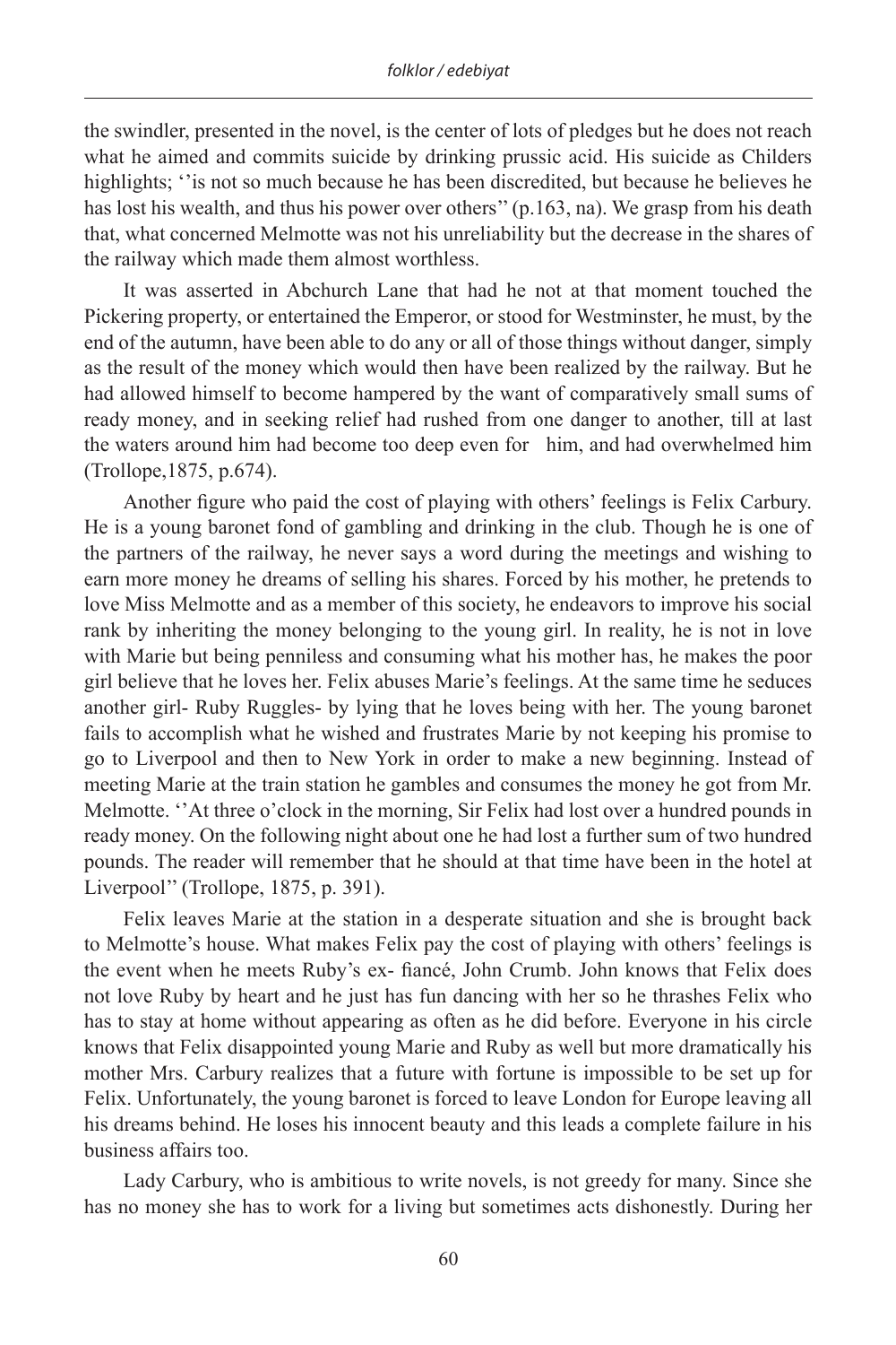the swindler, presented in the novel, is the center of lots of pledges but he does not reach what he aimed and commits suicide by drinking prussic acid. His suicide as Childers highlights; ''is not so much because he has been discredited, but because he believes he has lost his wealth, and thus his power over others'' (p.163, na). We grasp from his death that, what concerned Melmotte was not his unreliability but the decrease in the shares of the railway which made them almost worthless.

It was asserted in Abchurch Lane that had he not at that moment touched the Pickering property, or entertained the Emperor, or stood for Westminster, he must, by the end of the autumn, have been able to do any or all of those things without danger, simply as the result of the money which would then have been realized by the railway. But he had allowed himself to become hampered by the want of comparatively small sums of ready money, and in seeking relief had rushed from one danger to another, till at last the waters around him had become too deep even for him, and had overwhelmed him (Trollope,1875, p.674).

Another figure who paid the cost of playing with others' feelings is Felix Carbury. He is a young baronet fond of gambling and drinking in the club. Though he is one of the partners of the railway, he never says a word during the meetings and wishing to earn more money he dreams of selling his shares. Forced by his mother, he pretends to love Miss Melmotte and as a member of this society, he endeavors to improve his social rank by inheriting the money belonging to the young girl. In reality, he is not in love with Marie but being penniless and consuming what his mother has, he makes the poor girl believe that he loves her. Felix abuses Marie's feelings. At the same time he seduces another girl- Ruby Ruggles- by lying that he loves being with her. The young baronet fails to accomplish what he wished and frustrates Marie by not keeping his promise to go to Liverpool and then to New York in order to make a new beginning. Instead of meeting Marie at the train station he gambles and consumes the money he got from Mr. Melmotte. ''At three o'clock in the morning, Sir Felix had lost over a hundred pounds in ready money. On the following night about one he had lost a further sum of two hundred pounds. The reader will remember that he should at that time have been in the hotel at Liverpool'' (Trollope, 1875, p. 391).

Felix leaves Marie at the station in a desperate situation and she is brought back to Melmotte's house. What makes Felix pay the cost of playing with others' feelings is the event when he meets Ruby's ex- fiancé, John Crumb. John knows that Felix does not love Ruby by heart and he just has fun dancing with her so he thrashes Felix who has to stay at home without appearing as often as he did before. Everyone in his circle knows that Felix disappointed young Marie and Ruby as well but more dramatically his mother Mrs. Carbury realizes that a future with fortune is impossible to be set up for Felix. Unfortunately, the young baronet is forced to leave London for Europe leaving all his dreams behind. He loses his innocent beauty and this leads a complete failure in his business affairs too.

Lady Carbury, who is ambitious to write novels, is not greedy for many. Since she has no money she has to work for a living but sometimes acts dishonestly. During her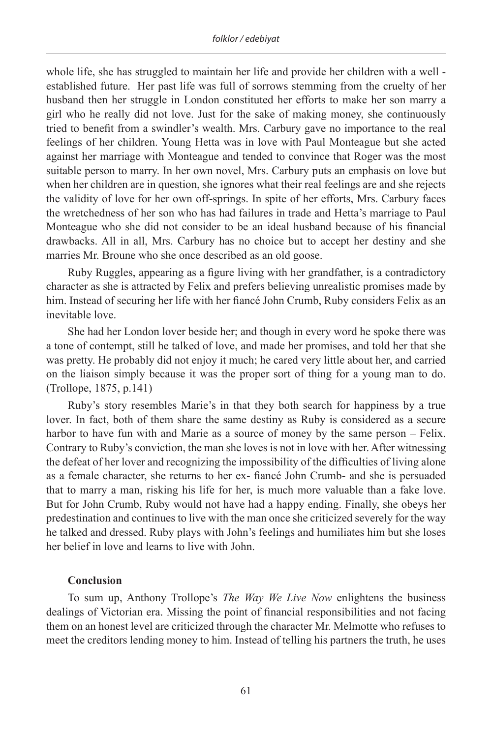whole life, she has struggled to maintain her life and provide her children with a well - established future. Her past life was full of sorrows stemming from the cruelty of her husband then her struggle in London constituted her efforts to make her son marry a girl who he really did not love. Just for the sake of making money, she continuously tried to benefit from a swindler's wealth. Mrs. Carbury gave no importance to the real feelings of her children. Young Hetta was in love with Paul Monteague but she acted against her marriage with Monteague and tended to convince that Roger was the most suitable person to marry. In her own novel, Mrs. Carbury puts an emphasis on love but when her children are in question, she ignores what their real feelings are and she rejects the validity of love for her own off-springs. In spite of her efforts, Mrs. Carbury faces the wretchedness of her son who has had failures in trade and Hetta's marriage to Paul Monteague who she did not consider to be an ideal husband because of his financial drawbacks. All in all, Mrs. Carbury has no choice but to accept her destiny and she marries Mr. Broune who she once described as an old goose.

Ruby Ruggles, appearing as a figure living with her grandfather, is a contradictory character as she is attracted by Felix and prefers believing unrealistic promises made by him. Instead of securing her life with her fiancé John Crumb, Ruby considers Felix as an inevitable love.

She had her London lover beside her; and though in every word he spoke there was a tone of contempt, still he talked of love, and made her promises, and told her that she was pretty. He probably did not enjoy it much; he cared very little about her, and carried on the liaison simply because it was the proper sort of thing for a young man to do. (Trollope, 1875, p.141)

Ruby's story resembles Marie's in that they both search for happiness by a true lover. In fact, both of them share the same destiny as Ruby is considered as a secure harbor to have fun with and Marie as a source of money by the same person – Felix. Contrary to Ruby's conviction, the man she loves is not in love with her. After witnessing the defeat of her lover and recognizing the impossibility of the difficulties of living alone as a female character, she returns to her ex- fiancé John Crumb- and she is persuaded that to marry a man, risking his life for her, is much more valuable than a fake love. But for John Crumb, Ruby would not have had a happy ending. Finally, she obeys her predestination and continues to live with the man once she criticized severely for the way he talked and dressed. Ruby plays with John's feelings and humiliates him but she loses her belief in love and learns to live with John.

## Conclusion

To sum up, Anthony Trollope's *The Way We Live Now* enlightens the business dealings of Victorian era. Missing the point of financial responsibilities and not facing them on an honest level are criticized through the character Mr. Melmotte who refuses to meet the creditors lending money to him. Instead of telling his partners the truth, he uses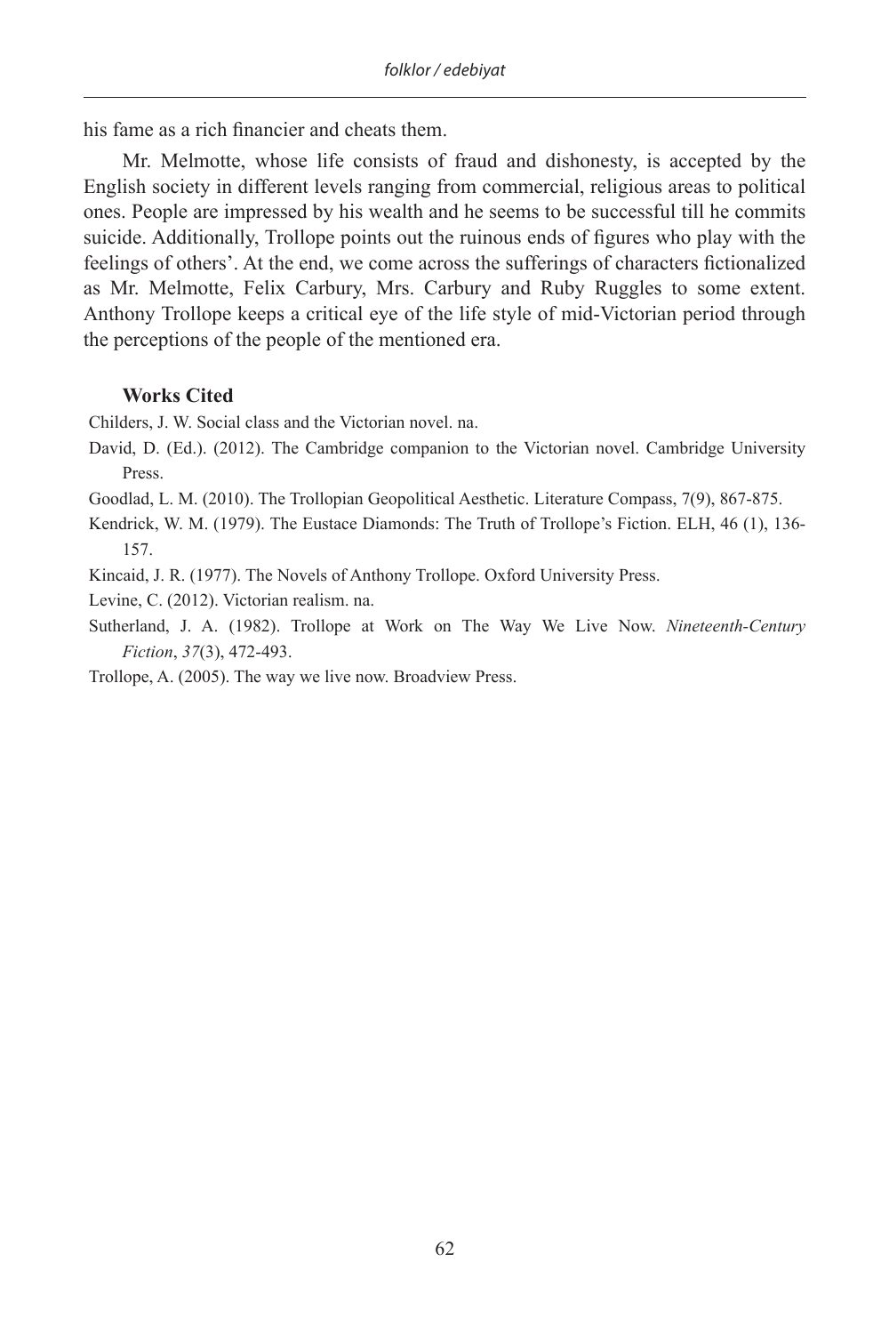his fame as a rich financier and cheats them.

Mr. Melmotte, whose life consists of fraud and dishonesty, is accepted by the English society in different levels ranging from commercial, religious areas to political ones. People are impressed by his wealth and he seems to be successful till he commits suicide. Additionally, Trollope points out the ruinous ends of figures who play with the feelings of others'. At the end, we come across the sufferings of characters fictionalized as Mr. Melmotte, Felix Carbury, Mrs. Carbury and Ruby Ruggles to some extent. Anthony Trollope keeps a critical eye of the life style of mid-Victorian period through the perceptions of the people of the mentioned era.

**Works Cited**

Childers, J. W. Social class and the Victorian novel. na.

David, D. (Ed.). (2012). The Cambridge companion to the Victorian novel. Cambridge University Press.

Goodlad, L. M. (2010). The Trollopian Geopolitical Aesthetic. Literature Compass, 7(9), 867-875.

Kendrick, W. M. (1979). The Eustace Diamonds: The Truth of Trollope's Fiction. ELH, 46 (1), 136-157.

Kincaid, J. R. (1977). The Novels of Anthony Trollope. Oxford University Press.

Levine, C. (2012). Victorian realism. na.

Sutherland, J. A. (1982). Trollope at Work on The Way We Live Now. *Nineteenth-Century Fiction*, *37*(3), 472-493.

Trollope, A. (2005). The way we live now. Broadview Press.